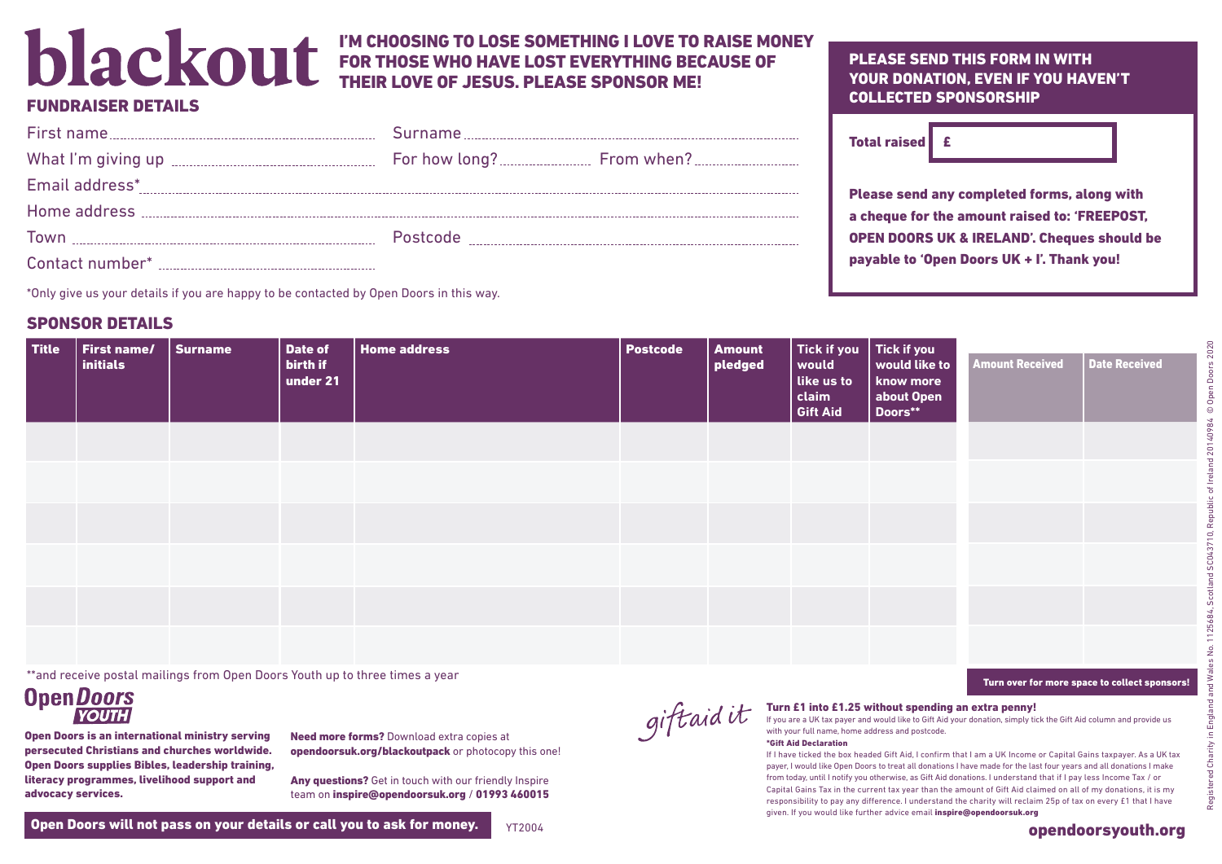# blackout

**I'M CHOOSING TO LOSE SOMETHING I LOVE TO RAISE MONEY FOR THOSE WHO HAVE LOST EVERYTHING BECAUSE OF THEIR LOVE OF JESUS. PLEASE SPONSOR ME!**

## FUNDRAISER DETAILS

First name ..................... Surname .....................

What I'm giving up ..................... For how long? ..................... From when? .....................

Email address* .....................

Home address .....................

Town ..................... Postcode .....................

Contact number* .....................

*Only give us your details if you are happy to be contacted by Open Doors in this way.

**PLEASE SEND THIS FORM IN WITH YOUR DONATION, EVEN IF YOU HAVEN'T COLLECTED SPONSORSHIP**

**Total raised** £

**Please send any completed forms, along with a cheque for the amount raised to: 'FREEPOST, OPEN DOORS UK & IRELAND'. Cheques should be payable to 'Open Doors UK + I'. Thank you!**

## SPONSOR DETAILS

| Title | First name/ initials | Surname | Date of birth if under 21 | Home address | Postcode | Amount pledged | Tick if you would like us to claim Gift Aid | Tick if you would like to know more about Open Doors** | Amount Received | Date Received |
|---|---|---|---|---|---|---|---|---|---|---|
| | | | | | | | | | | |
| | | | | | | | | | | |
| | | | | | | | | | | |
| | | | | | | | | | | |
| | | | | | | | | | | |
| | | | | | | | | | | |

**and receive postal mailings from Open Doors Youth up to three times a year

**Turn over for more space to collect sponsors!**

Open Doors YOUTH

**Open Doors is an international ministry serving persecuted Christians and churches worldwide. Open Doors supplies Bibles, leadership training, literacy programmes, livelihood support and advocacy services.**

**Need more forms?** Download extra copies at **opendoorsuk.org/blackoutpack** or photocopy this one!

**Any questions?** Get in touch with our friendly Inspire team on **inspire@opendoorsuk.org** / **01993 460015**

giftaid it

**Turn £1 into £1.25 without spending an extra penny!**
If you are a UK tax payer and would like to Gift Aid your donation, simply tick the Gift Aid column and provide us with your full name, home address and postcode.

**\*Gift Aid Declaration**
If I have ticked the box headed Gift Aid, I confirm that I am a UK Income or Capital Gains taxpayer. As a UK tax payer, I would like Open Doors to treat all donations I have made for the last four years and all donations I make from today, until I notify you otherwise, as Gift Aid donations. I understand that if I pay less Income Tax / or Capital Gains Tax in the current tax year than the amount of Gift Aid claimed on all of my donations, it is my responsibility to pay any difference. I understand the charity will reclaim 25p of tax on every £1 that I have given. If you would like further advice email **inspire@opendoorsuk.org**

**Open Doors will not pass on your details or call you to ask for money.**

YT2004

**opendoorsyouth.org**

Registered Charity in England and Wales No. 1125684, Scotland SC043710, Republic of Ireland 20140984 © Open Doors 2020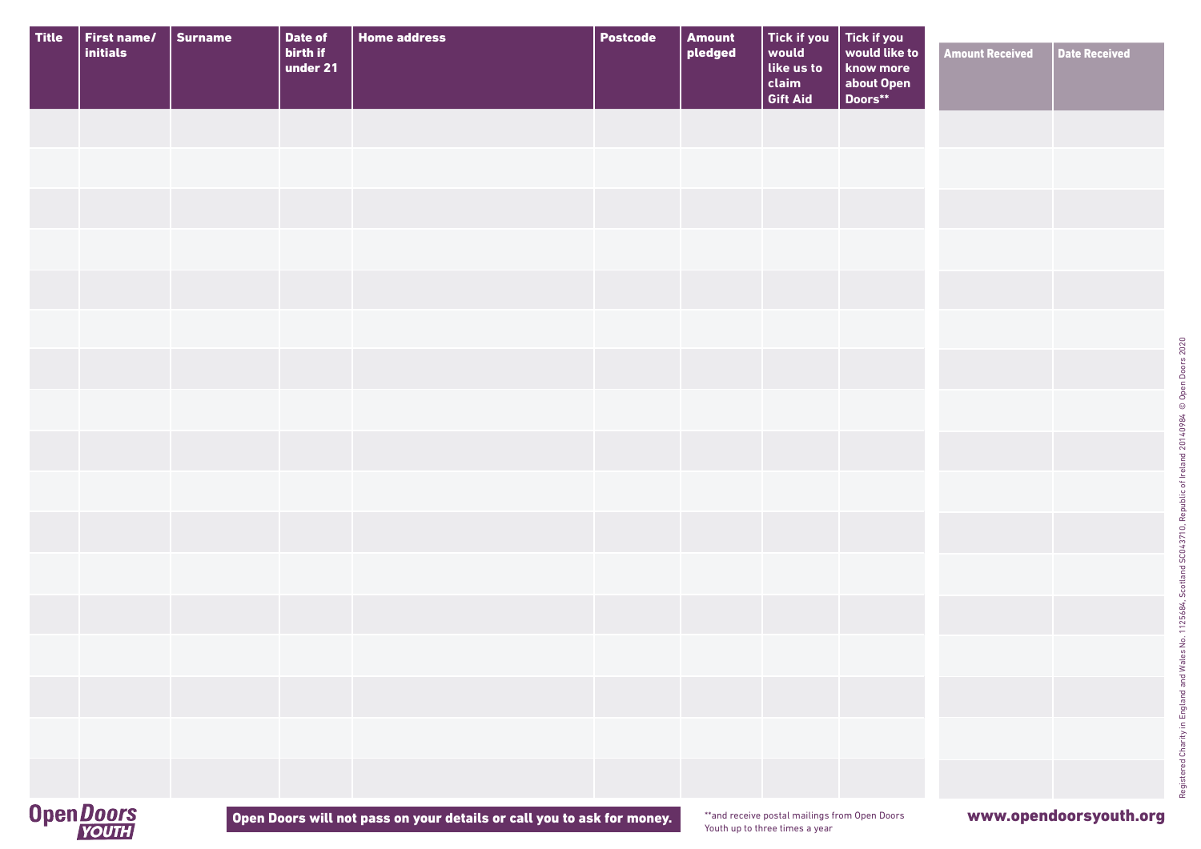| Title | First name/ initials | Surname | Date of birth if under 21 | Home address | Postcode | Amount pledged | Tick if you would like us to claim Gift Aid | Tick if you would like to know more about Open Doors** |
|---|---|---|---|---|---|---|---|---|
| | | | | | | | | |
| | | | | | | | | |
| | | | | | | | | |
| | | | | | | | | |
| | | | | | | | | |
| | | | | | | | | |
| | | | | | | | | |
| | | | | | | | | |
| | | | | | | | | |
| | | | | | | | | |
| | | | | | | | | |
| | | | | | | | | |
| | | | | | | | | |
| | | | | | | | | |
| | | | | | | | | |
| | | | | | | | | |
| | | | | | | | | |

| Amount Received | Date Received |
|---|---|
| | |
| | |
| | |
| | |
| | |
| | |
| | |
| | |
| | |
| | |
| | |
| | |
| | |
| | |
| | |
| | |
| | |

Open Doors YOUTH

**Open Doors will not pass on your details or call you to ask for money.**

**and receive postal mailings from Open Doors Youth up to three times a year

**www.opendoorsyouth.org**

Registered Charity in England and Wales No. 1125684, Scotland SC043710, Republic of Ireland 20140984 © Open Doors 2020